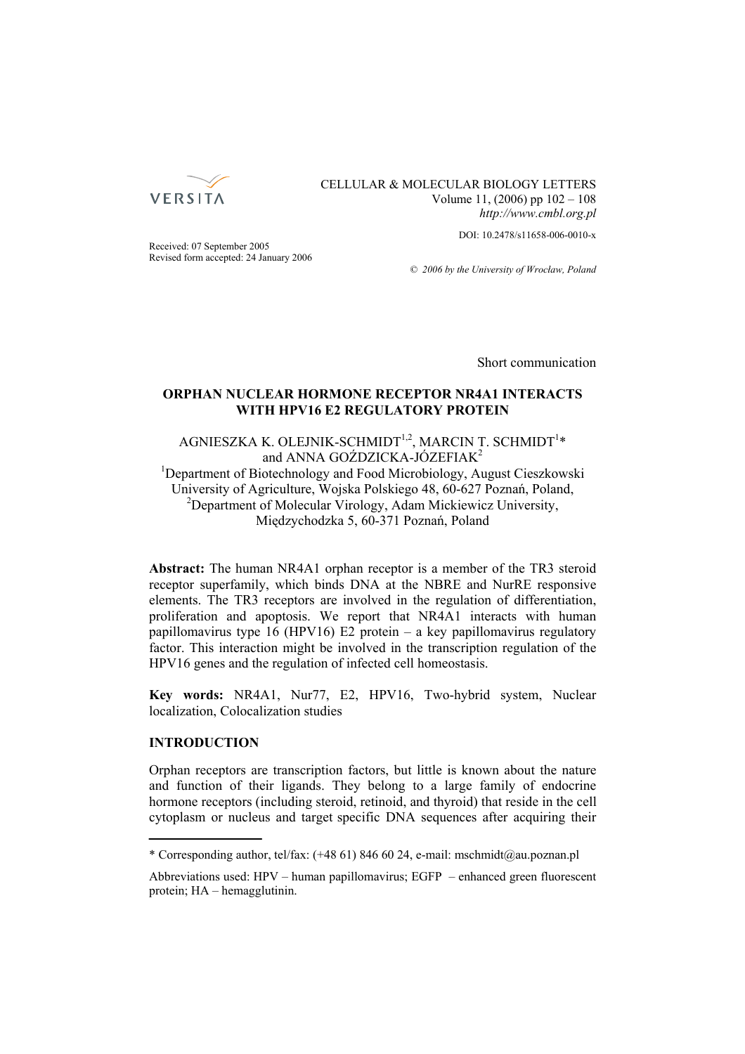CELLULAR & MOLECULAR BIOLOGY LETTERS
Volume 11, (2006) pp 102 – 108
*http://www.cmbl.org.pl*

DOI: 10.2478/s11658-006-0010-x

Received: 07 September 2005
Revised form accepted: 24 January 2006

*© 2006 by the University of Wrocław, Poland*

Short communication

# ORPHAN NUCLEAR HORMONE RECEPTOR NR4A1 INTERACTS WITH HPV16 E2 REGULATORY PROTEIN

AGNIESZKA K. OLEJNIK-SCHMIDT[1,2], MARCIN T. SCHMIDT[1]* and ANNA GOŹDZICKA-JÓZEFIAK[2]

[1]Department of Biotechnology and Food Microbiology, August Cieszkowski University of Agriculture, Wojska Polskiego 48, 60-627 Poznań, Poland,
[2]Department of Molecular Virology, Adam Mickiewicz University, Międzychodzka 5, 60-371 Poznań, Poland

**Abstract:** The human NR4A1 orphan receptor is a member of the TR3 steroid receptor superfamily, which binds DNA at the NBRE and NurRE responsive elements. The TR3 receptors are involved in the regulation of differentiation, proliferation and apoptosis. We report that NR4A1 interacts with human papillomavirus type 16 (HPV16) E2 protein – a key papillomavirus regulatory factor. This interaction might be involved in the transcription regulation of the HPV16 genes and the regulation of infected cell homeostasis.

**Key words:** NR4A1, Nur77, E2, HPV16, Two-hybrid system, Nuclear localization, Colocalization studies

## INTRODUCTION

Orphan receptors are transcription factors, but little is known about the nature and function of their ligands. They belong to a large family of endocrine hormone receptors (including steroid, retinoid, and thyroid) that reside in the cell cytoplasm or nucleus and target specific DNA sequences after acquiring their

* Corresponding author, tel/fax: (+48 61) 846 60 24, e-mail: mschmidt@au.poznan.pl

Abbreviations used: HPV – human papillomavirus; EGFP – enhanced green fluorescent protein; HA – hemagglutinin.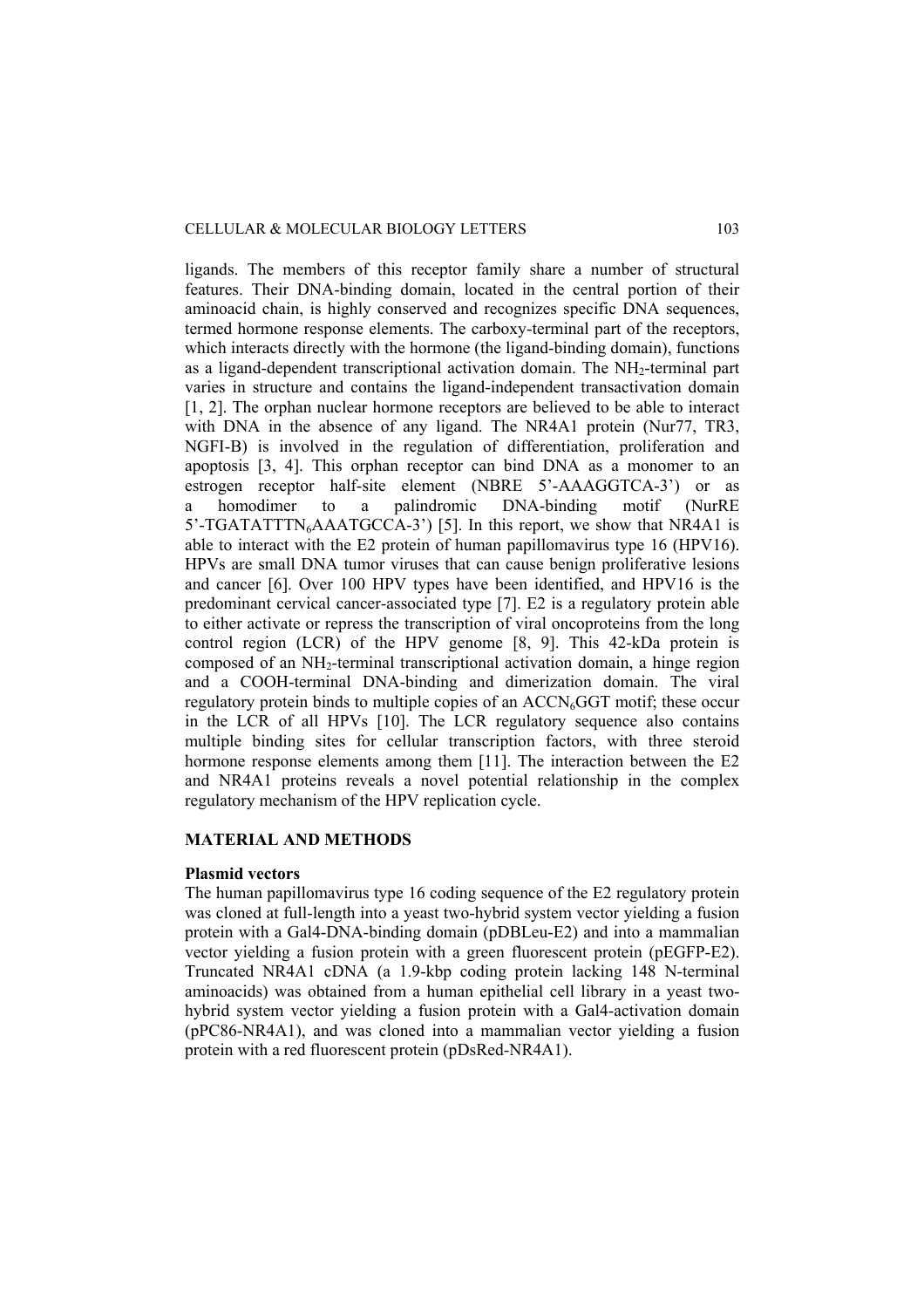ligands. The members of this receptor family share a number of structural features. Their DNA-binding domain, located in the central portion of their aminoacid chain, is highly conserved and recognizes specific DNA sequences, termed hormone response elements. The carboxy-terminal part of the receptors, which interacts directly with the hormone (the ligand-binding domain), functions as a ligand-dependent transcriptional activation domain. The $NH_2$-terminal part varies in structure and contains the ligand-independent transactivation domain [1, 2]. The orphan nuclear hormone receptors are believed to be able to interact with DNA in the absence of any ligand. The NR4A1 protein (Nur77, TR3, NGFI-B) is involved in the regulation of differentiation, proliferation and apoptosis [3, 4]. This orphan receptor can bind DNA as a monomer to an estrogen receptor half-site element (NBRE 5'-AAAGGTCA-3') or as a homodimer to a palindromic DNA-binding motif (NurRE 5'-TGATATTTN$_6$AAATGCCA-3') [5]. In this report, we show that NR4A1 is able to interact with the E2 protein of human papillomavirus type 16 (HPV16). HPVs are small DNA tumor viruses that can cause benign proliferative lesions and cancer [6]. Over 100 HPV types have been identified, and HPV16 is the predominant cervical cancer-associated type [7]. E2 is a regulatory protein able to either activate or repress the transcription of viral oncoproteins from the long control region (LCR) of the HPV genome [8, 9]. This 42-kDa protein is composed of an $NH_2$-terminal transcriptional activation domain, a hinge region and a COOH-terminal DNA-binding and dimerization domain. The viral regulatory protein binds to multiple copies of an ACCN$_6$GGT motif; these occur in the LCR of all HPVs [10]. The LCR regulatory sequence also contains multiple binding sites for cellular transcription factors, with three steroid hormone response elements among them [11]. The interaction between the E2 and NR4A1 proteins reveals a novel potential relationship in the complex regulatory mechanism of the HPV replication cycle.

## MATERIAL AND METHODS

### Plasmid vectors

The human papillomavirus type 16 coding sequence of the E2 regulatory protein was cloned at full-length into a yeast two-hybrid system vector yielding a fusion protein with a Gal4-DNA-binding domain (pDBLeu-E2) and into a mammalian vector yielding a fusion protein with a green fluorescent protein (pEGFP-E2). Truncated NR4A1 cDNA (a 1.9-kbp coding protein lacking 148 N-terminal aminoacids) was obtained from a human epithelial cell library in a yeast two-hybrid system vector yielding a fusion protein with a Gal4-activation domain (pPC86-NR4A1), and was cloned into a mammalian vector yielding a fusion protein with a red fluorescent protein (pDsRed-NR4A1).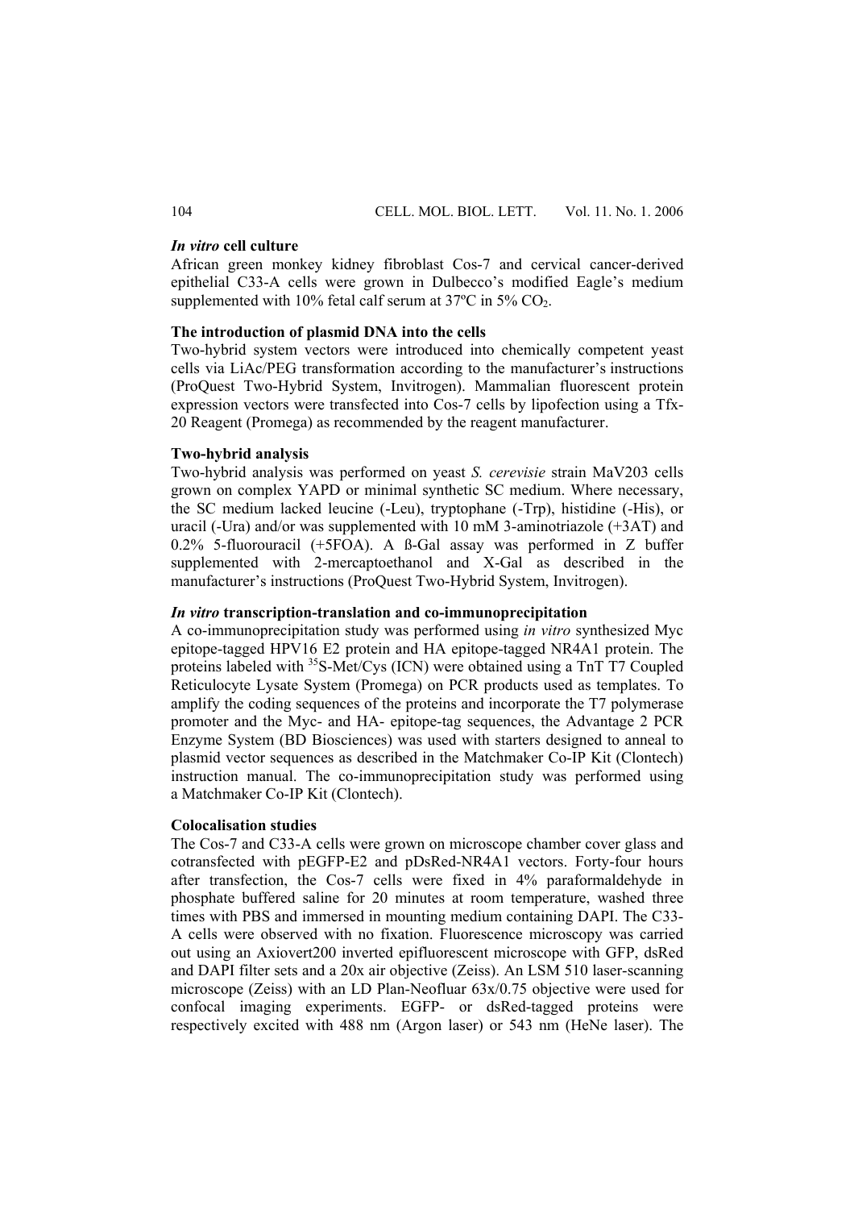### *In vitro* cell culture

African green monkey kidney fibroblast Cos-7 and cervical cancer-derived epithelial C33-A cells were grown in Dulbecco's modified Eagle's medium supplemented with 10% fetal calf serum at 37ºC in 5% $CO_2$.

### The introduction of plasmid DNA into the cells

Two-hybrid system vectors were introduced into chemically competent yeast cells via LiAc/PEG transformation according to the manufacturer's instructions (ProQuest Two-Hybrid System, Invitrogen). Mammalian fluorescent protein expression vectors were transfected into Cos-7 cells by lipofection using a Tfx-20 Reagent (Promega) as recommended by the reagent manufacturer.

### Two-hybrid analysis

Two-hybrid analysis was performed on yeast *S. cerevisie* strain MaV203 cells grown on complex YAPD or minimal synthetic SC medium. Where necessary, the SC medium lacked leucine (-Leu), tryptophane (-Trp), histidine (-His), or uracil (-Ura) and/or was supplemented with 10 mM 3-aminotriazole (+3AT) and 0.2% 5-fluorouracil (+5FOA). A ß-Gal assay was performed in Z buffer supplemented with 2-mercaptoethanol and X-Gal as described in the manufacturer's instructions (ProQuest Two-Hybrid System, Invitrogen).

### *In vitro* transcription-translation and co-immunoprecipitation

A co-immunoprecipitation study was performed using *in vitro* synthesized Myc epitope-tagged HPV16 E2 protein and HA epitope-tagged NR4A1 protein. The proteins labeled with $^{35}$S-Met/Cys (ICN) were obtained using a TnT T7 Coupled Reticulocyte Lysate System (Promega) on PCR products used as templates. To amplify the coding sequences of the proteins and incorporate the T7 polymerase promoter and the Myc- and HA- epitope-tag sequences, the Advantage 2 PCR Enzyme System (BD Biosciences) was used with starters designed to anneal to plasmid vector sequences as described in the Matchmaker Co-IP Kit (Clontech) instruction manual. The co-immunoprecipitation study was performed using a Matchmaker Co-IP Kit (Clontech).

### Colocalisation studies

The Cos-7 and C33-A cells were grown on microscope chamber cover glass and cotransfected with pEGFP-E2 and pDsRed-NR4A1 vectors. Forty-four hours after transfection, the Cos-7 cells were fixed in 4% paraformaldehyde in phosphate buffered saline for 20 minutes at room temperature, washed three times with PBS and immersed in mounting medium containing DAPI. The C33-A cells were observed with no fixation. Fluorescence microscopy was carried out using an Axiovert200 inverted epifluorescent microscope with GFP, dsRed and DAPI filter sets and a 20x air objective (Zeiss). An LSM 510 laser-scanning microscope (Zeiss) with an LD Plan-Neofluar 63x/0.75 objective were used for confocal imaging experiments. EGFP- or dsRed-tagged proteins were respectively excited with 488 nm (Argon laser) or 543 nm (HeNe laser). The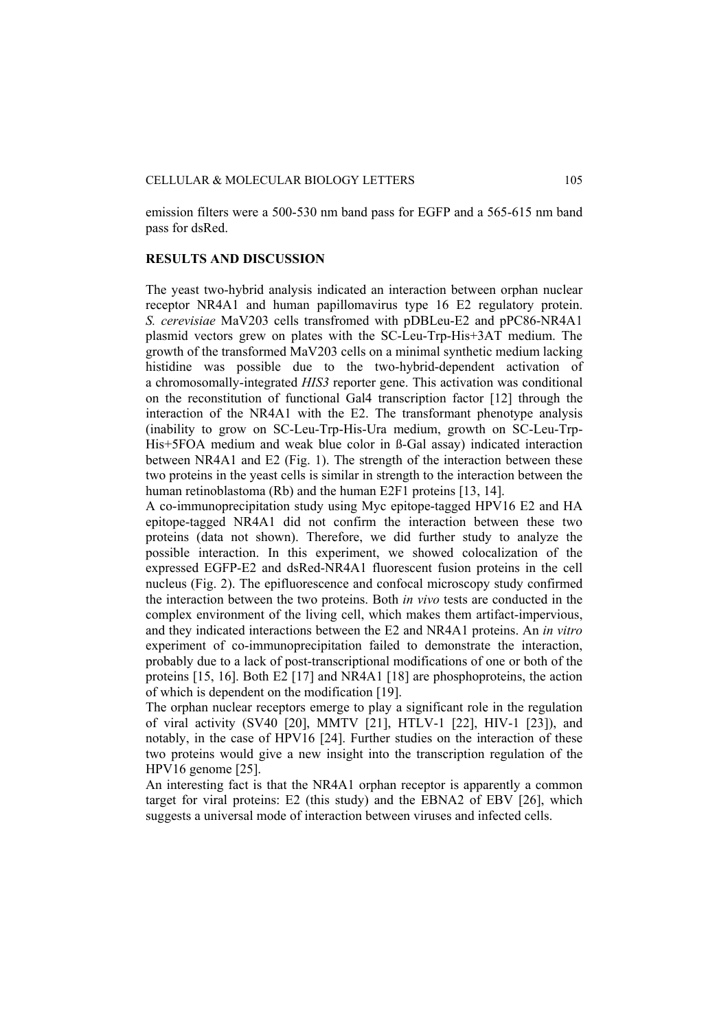emission filters were a 500-530 nm band pass for EGFP and a 565-615 nm band pass for dsRed.

## RESULTS AND DISCUSSION

The yeast two-hybrid analysis indicated an interaction between orphan nuclear receptor NR4A1 and human papillomavirus type 16 E2 regulatory protein. *S. cerevisiae* MaV203 cells transfromed with pDBLeu-E2 and pPC86-NR4A1 plasmid vectors grew on plates with the SC-Leu-Trp-His+3AT medium. The growth of the transformed MaV203 cells on a minimal synthetic medium lacking histidine was possible due to the two-hybrid-dependent activation of a chromosomally-integrated *HIS3* reporter gene. This activation was conditional on the reconstitution of functional Gal4 transcription factor [12] through the interaction of the NR4A1 with the E2. The transformant phenotype analysis (inability to grow on SC-Leu-Trp-His-Ura medium, growth on SC-Leu-Trp-His+5FOA medium and weak blue color in ß-Gal assay) indicated interaction between NR4A1 and E2 (Fig. 1). The strength of the interaction between these two proteins in the yeast cells is similar in strength to the interaction between the human retinoblastoma (Rb) and the human E2F1 proteins [13, 14].

A co-immunoprecipitation study using Myc epitope-tagged HPV16 E2 and HA epitope-tagged NR4A1 did not confirm the interaction between these two proteins (data not shown). Therefore, we did further study to analyze the possible interaction. In this experiment, we showed colocalization of the expressed EGFP-E2 and dsRed-NR4A1 fluorescent fusion proteins in the cell nucleus (Fig. 2). The epifluorescence and confocal microscopy study confirmed the interaction between the two proteins. Both *in vivo* tests are conducted in the complex environment of the living cell, which makes them artifact-impervious, and they indicated interactions between the E2 and NR4A1 proteins. An *in vitro* experiment of co-immunoprecipitation failed to demonstrate the interaction, probably due to a lack of post-transcriptional modifications of one or both of the proteins [15, 16]. Both E2 [17] and NR4A1 [18] are phosphoproteins, the action of which is dependent on the modification [19].

The orphan nuclear receptors emerge to play a significant role in the regulation of viral activity (SV40 [20], MMTV [21], HTLV-1 [22], HIV-1 [23]), and notably, in the case of HPV16 [24]. Further studies on the interaction of these two proteins would give a new insight into the transcription regulation of the HPV16 genome [25].

An interesting fact is that the NR4A1 orphan receptor is apparently a common target for viral proteins: E2 (this study) and the EBNA2 of EBV [26], which suggests a universal mode of interaction between viruses and infected cells.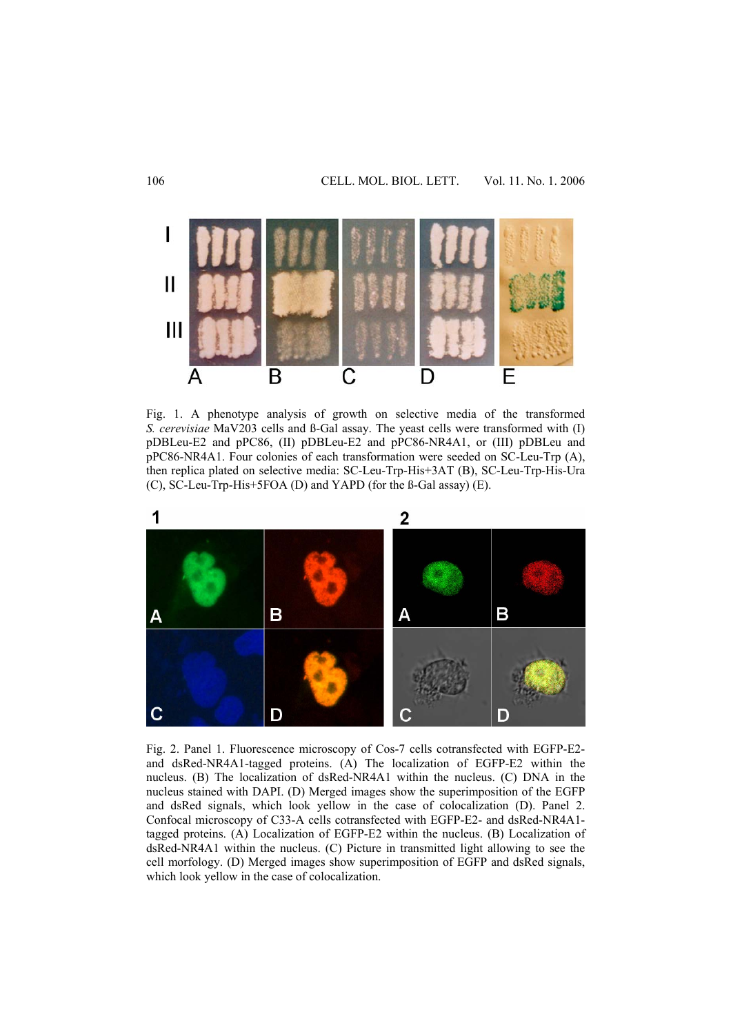Fig. 1. A phenotype analysis of growth on selective media of the transformed *S. cerevisiae* MaV203 cells and ß-Gal assay. The yeast cells were transformed with (I) pDBLeu-E2 and pPC86, (II) pDBLeu-E2 and pPC86-NR4A1, or (III) pDBLeu and pPC86-NR4A1. Four colonies of each transformation were seeded on SC-Leu-Trp (A), then replica plated on selective media: SC-Leu-Trp-His+3AT (B), SC-Leu-Trp-His-Ura (C), SC-Leu-Trp-His+5FOA (D) and YAPD (for the ß-Gal assay) (E).

Fig. 2. Panel 1. Fluorescence microscopy of Cos-7 cells cotransfected with EGFP-E2- and dsRed-NR4A1-tagged proteins. (A) The localization of EGFP-E2 within the nucleus. (B) The localization of dsRed-NR4A1 within the nucleus. (C) DNA in the nucleus stained with DAPI. (D) Merged images show the superimposition of the EGFP and dsRed signals, which look yellow in the case of colocalization (D). Panel 2. Confocal microscopy of C33-A cells cotransfected with EGFP-E2- and dsRed-NR4A1-tagged proteins. (A) Localization of EGFP-E2 within the nucleus. (B) Localization of dsRed-NR4A1 within the nucleus. (C) Picture in transmitted light allowing to see the cell morfology. (D) Merged images show superimposition of EGFP and dsRed signals, which look yellow in the case of colocalization.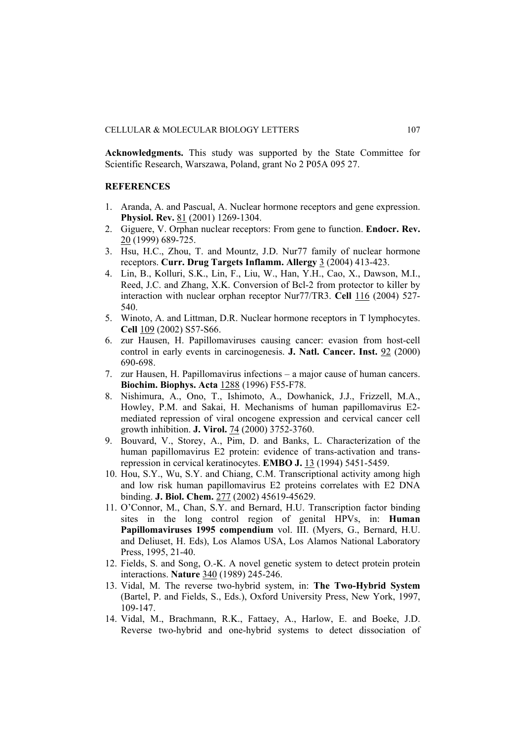**Acknowledgments.** This study was supported by the State Committee for Scientific Research, Warszawa, Poland, grant No 2 P05A 095 27.

## REFERENCES

1. Aranda, A. and Pascual, A. Nuclear hormone receptors and gene expression. **Physiol. Rev.** 81 (2001) 1269-1304.
2. Giguere, V. Orphan nuclear receptors: From gene to function. **Endocr. Rev.** 20 (1999) 689-725.
3. Hsu, H.C., Zhou, T. and Mountz, J.D. Nur77 family of nuclear hormone receptors. **Curr. Drug Targets Inflamm. Allergy** 3 (2004) 413-423.
4. Lin, B., Kolluri, S.K., Lin, F., Liu, W., Han, Y.H., Cao, X., Dawson, M.I., Reed, J.C. and Zhang, X.K. Conversion of Bcl-2 from protector to killer by interaction with nuclear orphan receptor Nur77/TR3. **Cell** 116 (2004) 527-540.
5. Winoto, A. and Littman, D.R. Nuclear hormone receptors in T lymphocytes. **Cell** 109 (2002) S57-S66.
6. zur Hausen, H. Papillomaviruses causing cancer: evasion from host-cell control in early events in carcinogenesis. **J. Natl. Cancer. Inst.** 92 (2000) 690-698.
7. zur Hausen, H. Papillomavirus infections – a major cause of human cancers. **Biochim. Biophys. Acta** 1288 (1996) F55-F78.
8. Nishimura, A., Ono, T., Ishimoto, A., Dowhanick, J.J., Frizzell, M.A., Howley, P.M. and Sakai, H. Mechanisms of human papillomavirus E2-mediated repression of viral oncogene expression and cervical cancer cell growth inhibition. **J. Virol.** 74 (2000) 3752-3760.
9. Bouvard, V., Storey, A., Pim, D. and Banks, L. Characterization of the human papillomavirus E2 protein: evidence of trans-activation and trans-repression in cervical keratinocytes. **EMBO J.** 13 (1994) 5451-5459.
10. Hou, S.Y., Wu, S.Y. and Chiang, C.M. Transcriptional activity among high and low risk human papillomavirus E2 proteins correlates with E2 DNA binding. **J. Biol. Chem.** 277 (2002) 45619-45629.
11. O'Connor, M., Chan, S.Y. and Bernard, H.U. Transcription factor binding sites in the long control region of genital HPVs, in: **Human Papillomaviruses 1995 compendium** vol. III. (Myers, G., Bernard, H.U. and Deliuset, H. Eds), Los Alamos USA, Los Alamos National Laboratory Press, 1995, 21-40.
12. Fields, S. and Song, O.-K. A novel genetic system to detect protein protein interactions. **Nature** 340 (1989) 245-246.
13. Vidal, M. The reverse two-hybrid system, in: **The Two-Hybrid System** (Bartel, P. and Fields, S., Eds.), Oxford University Press, New York, 1997, 109-147.
14. Vidal, M., Brachmann, R.K., Fattaey, A., Harlow, E. and Boeke, J.D. Reverse two-hybrid and one-hybrid systems to detect dissociation of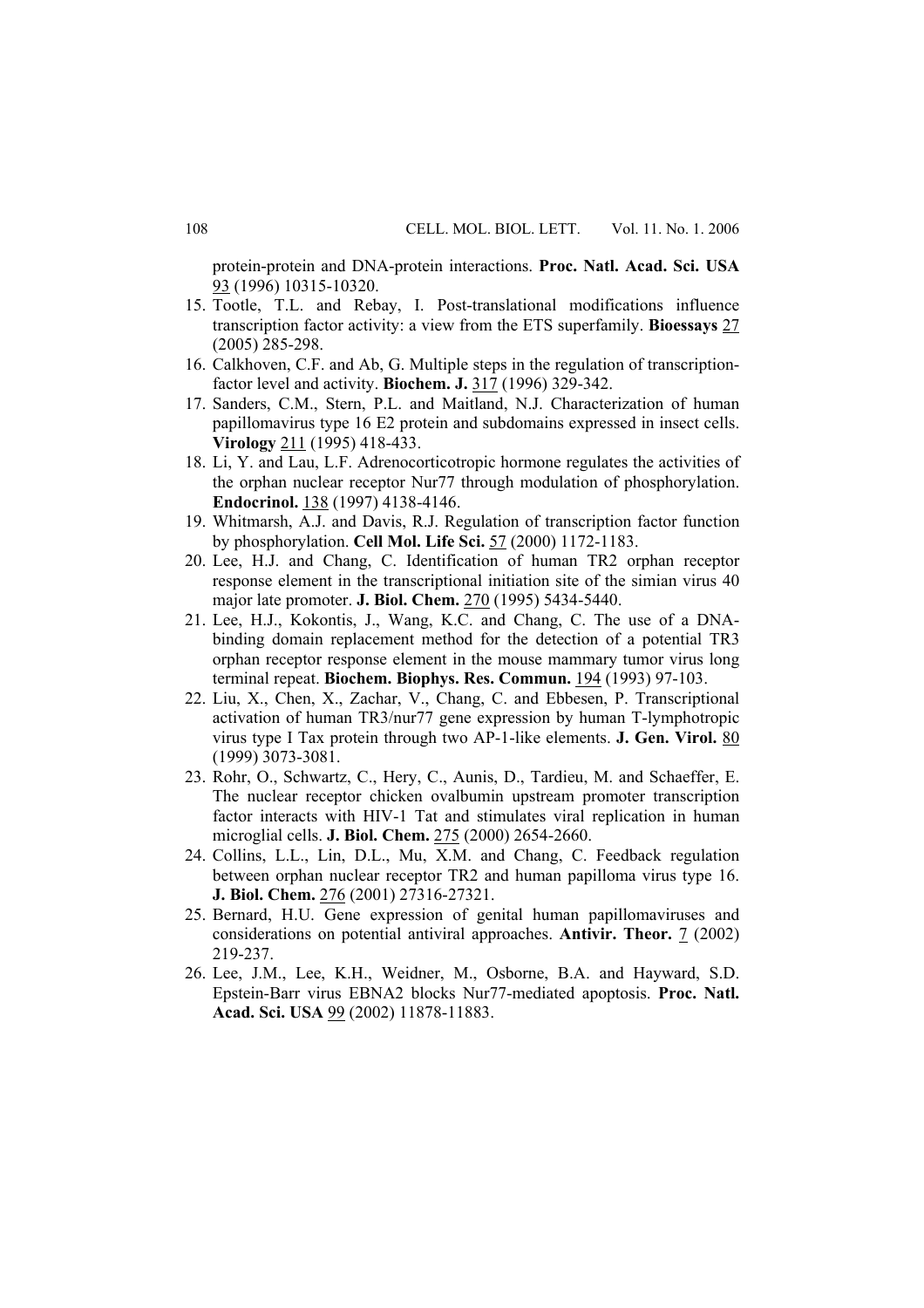protein-protein and DNA-protein interactions. **Proc. Natl. Acad. Sci. USA** 93 (1996) 10315-10320.

15. Tootle, T.L. and Rebay, I. Post-translational modifications influence transcription factor activity: a view from the ETS superfamily. **Bioessays** 27 (2005) 285-298.
16. Calkhoven, C.F. and Ab, G. Multiple steps in the regulation of transcription-factor level and activity. **Biochem. J.** 317 (1996) 329-342.
17. Sanders, C.M., Stern, P.L. and Maitland, N.J. Characterization of human papillomavirus type 16 E2 protein and subdomains expressed in insect cells. **Virology** 211 (1995) 418-433.
18. Li, Y. and Lau, L.F. Adrenocorticotropic hormone regulates the activities of the orphan nuclear receptor Nur77 through modulation of phosphorylation. **Endocrinol.** 138 (1997) 4138-4146.
19. Whitmarsh, A.J. and Davis, R.J. Regulation of transcription factor function by phosphorylation. **Cell Mol. Life Sci.** 57 (2000) 1172-1183.
20. Lee, H.J. and Chang, C. Identification of human TR2 orphan receptor response element in the transcriptional initiation site of the simian virus 40 major late promoter. **J. Biol. Chem.** 270 (1995) 5434-5440.
21. Lee, H.J., Kokontis, J., Wang, K.C. and Chang, C. The use of a DNA-binding domain replacement method for the detection of a potential TR3 orphan receptor response element in the mouse mammary tumor virus long terminal repeat. **Biochem. Biophys. Res. Commun.** 194 (1993) 97-103.
22. Liu, X., Chen, X., Zachar, V., Chang, C. and Ebbesen, P. Transcriptional activation of human TR3/nur77 gene expression by human T-lymphotropic virus type I Tax protein through two AP-1-like elements. **J. Gen. Virol.** 80 (1999) 3073-3081.
23. Rohr, O., Schwartz, C., Hery, C., Aunis, D., Tardieu, M. and Schaeffer, E. The nuclear receptor chicken ovalbumin upstream promoter transcription factor interacts with HIV-1 Tat and stimulates viral replication in human microglial cells. **J. Biol. Chem.** 275 (2000) 2654-2660.
24. Collins, L.L., Lin, D.L., Mu, X.M. and Chang, C. Feedback regulation between orphan nuclear receptor TR2 and human papilloma virus type 16. **J. Biol. Chem.** 276 (2001) 27316-27321.
25. Bernard, H.U. Gene expression of genital human papillomaviruses and considerations on potential antiviral approaches. **Antivir. Theor.** 7 (2002) 219-237.
26. Lee, J.M., Lee, K.H., Weidner, M., Osborne, B.A. and Hayward, S.D. Epstein-Barr virus EBNA2 blocks Nur77-mediated apoptosis. **Proc. Natl. Acad. Sci. USA** 99 (2002) 11878-11883.